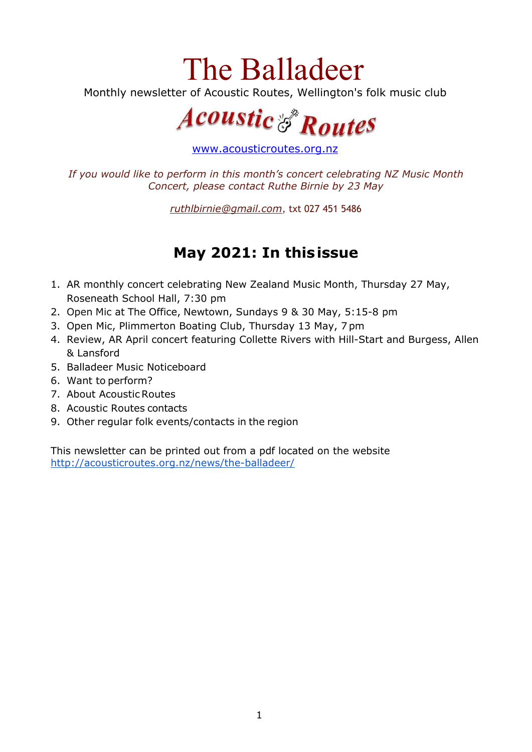# The Balladeer

Monthly newsletter of Acoustic Routes, Wellington's folk music club

Acoustic Routes

[www.acousticroutes.org.nz](http://www.acousticroutes.org.nz)

*If you would like to perform in this month's concert celebrating NZ Music Month Concert, please contact Ruthe Birnie by 23 May*

*ruthlbirnie@gmail.com*, txt 027 451 5486

## May 2021: In this issue

1. AR monthly concert celebrating New Zealand Music Month, Thursday 27 May, Roseneath School Hall, 7:30 pm
2. Open Mic at The Office, Newtown, Sundays 9 & 30 May, 5:15-8 pm
3. Open Mic, Plimmerton Boating Club, Thursday 13 May, 7 pm
4. Review, AR April concert featuring Collette Rivers with Hill-Start and Burgess, Allen & Lansford
5. Balladeer Music Noticeboard
6. Want to perform?
7. About Acoustic Routes
8. Acoustic Routes contacts
9. Other regular folk events/contacts in the region

This newsletter can be printed out from a pdf located on the website [http://acousticroutes.org.nz/news/the-balladeer/](http://acousticroutes.org.nz/news/the-balladeer/)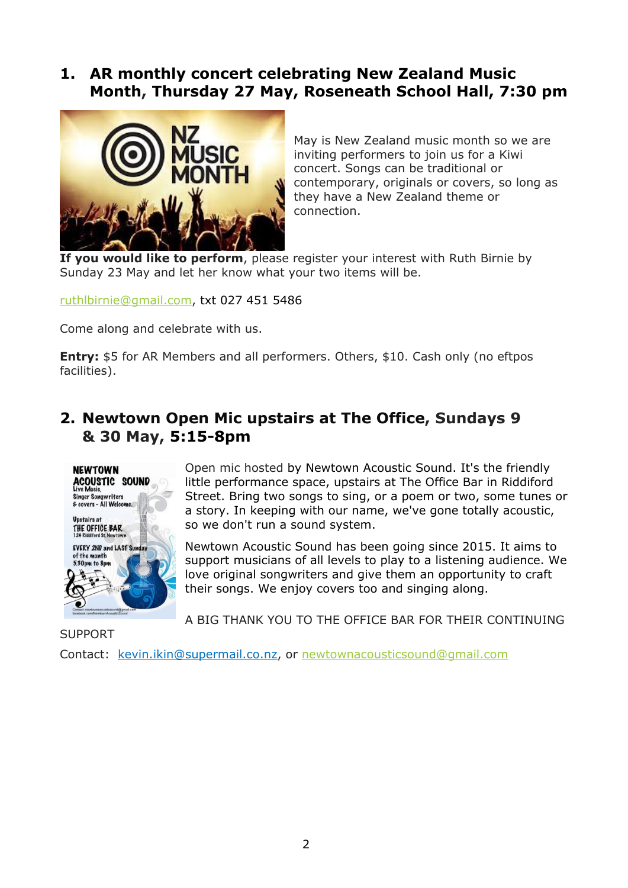## 1. AR monthly concert celebrating New Zealand Music Month, Thursday 27 May, Roseneath School Hall, 7:30 pm

May is New Zealand music month so we are inviting performers to join us for a Kiwi concert. Songs can be traditional or contemporary, originals or covers, so long as they have a New Zealand theme or connection.

**If you would like to perform**, please register your interest with Ruth Birnie by Sunday 23 May and let her know what your two items will be.

ruthlbirnie@gmail.com, txt 027 451 5486

Come along and celebrate with us.

**Entry:** $5 for AR Members and all performers. Others, $10. Cash only (no eftpos facilities).

## 2. Newtown Open Mic upstairs at The Office, Sundays 9 & 30 May, 5:15-8pm

Open mic hosted by Newtown Acoustic Sound. It's the friendly little performance space, upstairs at The Office Bar in Riddiford Street. Bring two songs to sing, or a poem or two, some tunes or a story. In keeping with our name, we've gone totally acoustic, so we don't run a sound system.

Newtown Acoustic Sound has been going since 2015. It aims to support musicians of all levels to play to a listening audience. We love original songwriters and give them an opportunity to craft their songs. We enjoy covers too and singing along.

A BIG THANK YOU TO THE OFFICE BAR FOR THEIR CONTINUING SUPPORT

Contact: kevin.ikin@supermail.co.nz, or newtownacousticsound@gmail.com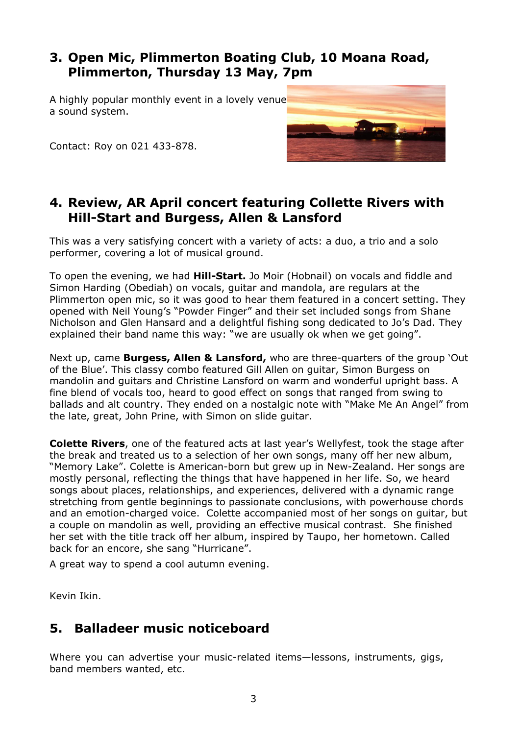## 3. Open Mic, Plimmerton Boating Club, 10 Moana Road, Plimmerton, Thursday 13 May, 7pm

A highly popular monthly event in a lovely venue a sound system.

Contact: Roy on 021 433-878.

## 4. Review, AR April concert featuring Collette Rivers with Hill-Start and Burgess, Allen & Lansford

This was a very satisfying concert with a variety of acts: a duo, a trio and a solo performer, covering a lot of musical ground.

To open the evening, we had **Hill-Start.** Jo Moir (Hobnail) on vocals and fiddle and Simon Harding (Obediah) on vocals, guitar and mandola, are regulars at the Plimmerton open mic, so it was good to hear them featured in a concert setting. They opened with Neil Young's "Powder Finger" and their set included songs from Shane Nicholson and Glen Hansard and a delightful fishing song dedicated to Jo's Dad. They explained their band name this way: "we are usually ok when we get going".

Next up, came **Burgess, Allen & Lansford,** who are three-quarters of the group 'Out of the Blue'. This classy combo featured Gill Allen on guitar, Simon Burgess on mandolin and guitars and Christine Lansford on warm and wonderful upright bass. A fine blend of vocals too, heard to good effect on songs that ranged from swing to ballads and alt country. They ended on a nostalgic note with "Make Me An Angel" from the late, great, John Prine, with Simon on slide guitar.

**Colette Rivers**, one of the featured acts at last year's Wellyfest, took the stage after the break and treated us to a selection of her own songs, many off her new album, "Memory Lake". Colette is American-born but grew up in New-Zealand. Her songs are mostly personal, reflecting the things that have happened in her life. So, we heard songs about places, relationships, and experiences, delivered with a dynamic range stretching from gentle beginnings to passionate conclusions, with powerhouse chords and an emotion-charged voice. Colette accompanied most of her songs on guitar, but a couple on mandolin as well, providing an effective musical contrast. She finished her set with the title track off her album, inspired by Taupo, her hometown. Called back for an encore, she sang "Hurricane".

A great way to spend a cool autumn evening.

Kevin Ikin.

## 5. Balladeer music noticeboard

Where you can advertise your music-related items—lessons, instruments, gigs, band members wanted, etc.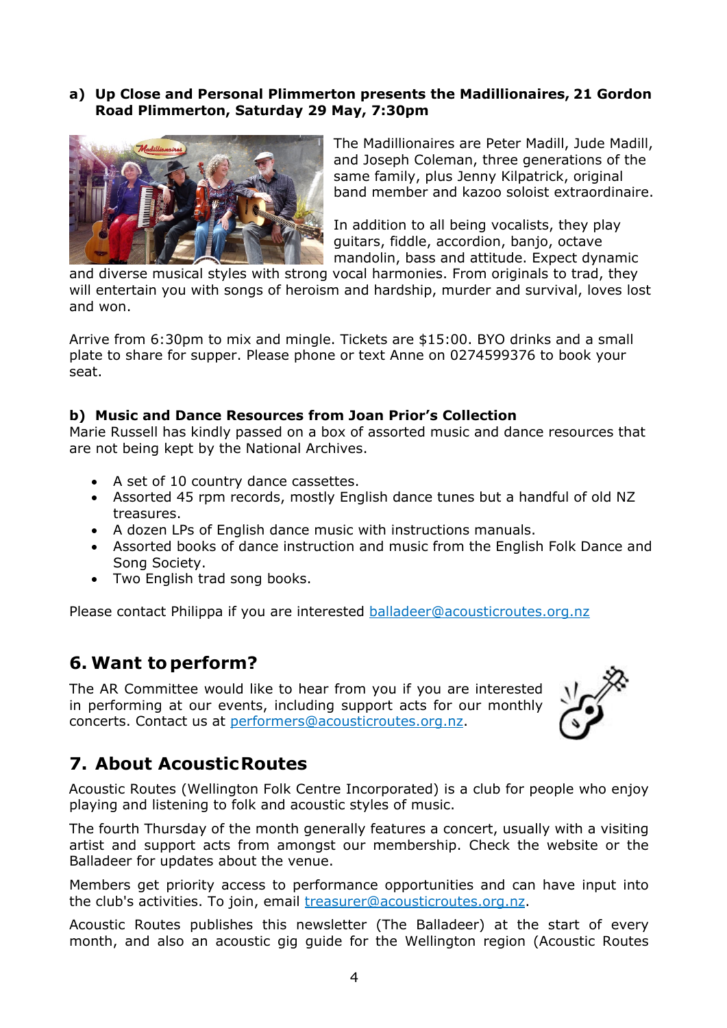**a) Up Close and Personal Plimmerton presents the Madillionaires, 21 Gordon Road Plimmerton, Saturday 29 May, 7:30pm**

The Madillionaires are Peter Madill, Jude Madill, and Joseph Coleman, three generations of the same family, plus Jenny Kilpatrick, original band member and kazoo soloist extraordinaire.

In addition to all being vocalists, they play guitars, fiddle, accordion, banjo, octave mandolin, bass and attitude. Expect dynamic and diverse musical styles with strong vocal harmonies. From originals to trad, they will entertain you with songs of heroism and hardship, murder and survival, loves lost and won.

Arrive from 6:30pm to mix and mingle. Tickets are $15:00. BYO drinks and a small plate to share for supper. Please phone or text Anne on 0274599376 to book your seat.

**b) Music and Dance Resources from Joan Prior's Collection**

Marie Russell has kindly passed on a box of assorted music and dance resources that are not being kept by the National Archives.

- A set of 10 country dance cassettes.
- Assorted 45 rpm records, mostly English dance tunes but a handful of old NZ treasures.
- A dozen LPs of English dance music with instructions manuals.
- Assorted books of dance instruction and music from the English Folk Dance and Song Society.
- Two English trad song books.

Please contact Philippa if you are interested balladeer@acousticroutes.org.nz

## 6. Want to perform?

The AR Committee would like to hear from you if you are interested in performing at our events, including support acts for our monthly concerts. Contact us at performers@acousticroutes.org.nz.

## 7. About Acoustic Routes

Acoustic Routes (Wellington Folk Centre Incorporated) is a club for people who enjoy playing and listening to folk and acoustic styles of music.

The fourth Thursday of the month generally features a concert, usually with a visiting artist and support acts from amongst our membership. Check the website or the Balladeer for updates about the venue.

Members get priority access to performance opportunities and can have input into the club's activities. To join, email treasurer@acousticroutes.org.nz.

Acoustic Routes publishes this newsletter (The Balladeer) at the start of every month, and also an acoustic gig guide for the Wellington region (Acoustic Routes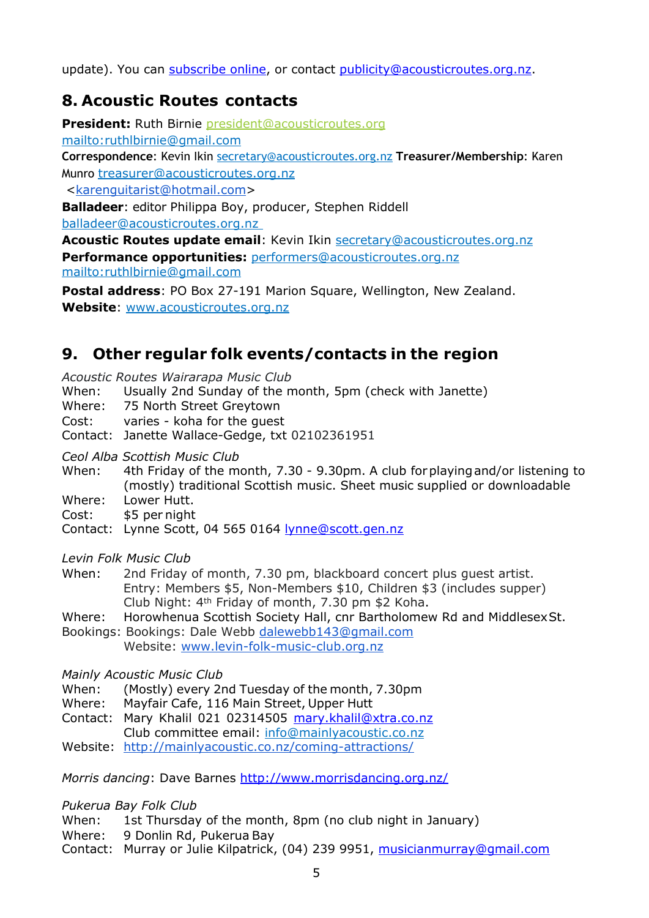update). You can subscribe online, or contact publicity@acousticroutes.org.nz.

## 8. Acoustic Routes contacts

**President:** Ruth Birnie president@acousticroutes.org mailto:ruthlbirnie@gmail.com
**Correspondence:** Kevin Ikin secretary@acousticroutes.org.nz **Treasurer/Membership:** Karen Munro treasurer@acousticroutes.org.nz <karenguitarist@hotmail.com>
**Balladeer**: editor Philippa Boy, producer, Stephen Riddell balladeer@acousticroutes.org.nz
**Acoustic Routes update email**: Kevin Ikin secretary@acousticroutes.org.nz
**Performance opportunities:** performers@acousticroutes.org.nz mailto:ruthlbirnie@gmail.com

**Postal address**: PO Box 27-191 Marion Square, Wellington, New Zealand.
**Website**: www.acousticroutes.org.nz

## 9. Other regular folk events/contacts in the region

*Acoustic Routes Wairarapa Music Club*
When: Usually 2nd Sunday of the month, 5pm (check with Janette)
Where: 75 North Street Greytown
Cost: varies - koha for the guest
Contact: Janette Wallace-Gedge, txt 02102361951

*Ceol Alba Scottish Music Club*
When: 4th Friday of the month, 7.30 - 9.30pm. A club for playing and/or listening to (mostly) traditional Scottish music. Sheet music supplied or downloadable
Where: Lower Hutt.
Cost: $5 per night
Contact: Lynne Scott, 04 565 0164 lynne@scott.gen.nz

*Levin Folk Music Club*
When: 2nd Friday of month, 7.30 pm, blackboard concert plus guest artist. Entry: Members $5, Non-Members $10, Children $3 (includes supper)
Club Night: 4th Friday of month, 7.30 pm $2 Koha.
Where: Horowhenua Scottish Society Hall, cnr Bartholomew Rd and Middlesex St.
Bookings: Bookings: Dale Webb dalewebb143@gmail.com
Website: www.levin-folk-music-club.org.nz

*Mainly Acoustic Music Club*
When: (Mostly) every 2nd Tuesday of the month, 7.30pm
Where: Mayfair Cafe, 116 Main Street, Upper Hutt
Contact: Mary Khalil 021 02314505 mary.khalil@xtra.co.nz
Club committee email: info@mainlyacoustic.co.nz
Website: http://mainlyacoustic.co.nz/coming-attractions/

*Morris dancing*: Dave Barnes http://www.morrisdancing.org.nz/

*Pukerua Bay Folk Club*
When: 1st Thursday of the month, 8pm (no club night in January)
Where: 9 Donlin Rd, Pukerua Bay
Contact: Murray or Julie Kilpatrick, (04) 239 9951, musicianmurray@gmail.com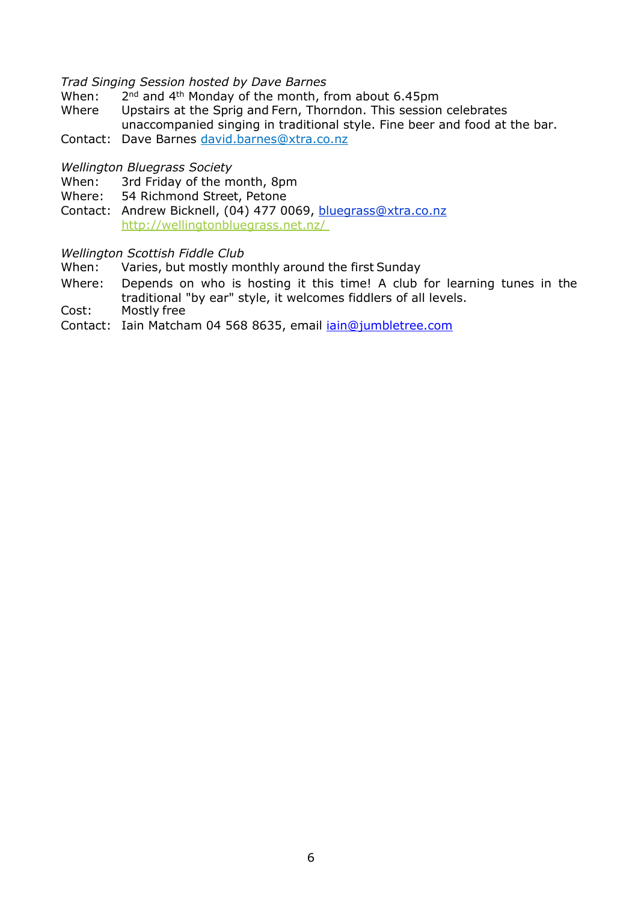*Trad Singing Session hosted by Dave Barnes*

When: 2nd and 4th Monday of the month, from about 6.45pm

Where Upstairs at the Sprig and Fern, Thorndon. This session celebrates unaccompanied singing in traditional style. Fine beer and food at the bar.

Contact: Dave Barnes david.barnes@xtra.co.nz

*Wellington Bluegrass Society*

When: 3rd Friday of the month, 8pm

Where: 54 Richmond Street, Petone

Contact: Andrew Bicknell, (04) 477 0069, bluegrass@xtra.co.nz
http://wellingtonbluegrass.net.nz/

*Wellington Scottish Fiddle Club*

When: Varies, but mostly monthly around the first Sunday

Where: Depends on who is hosting it this time! A club for learning tunes in the traditional "by ear" style, it welcomes fiddlers of all levels.

Cost: Mostly free

Contact: Iain Matcham 04 568 8635, email iain@jumbletree.com